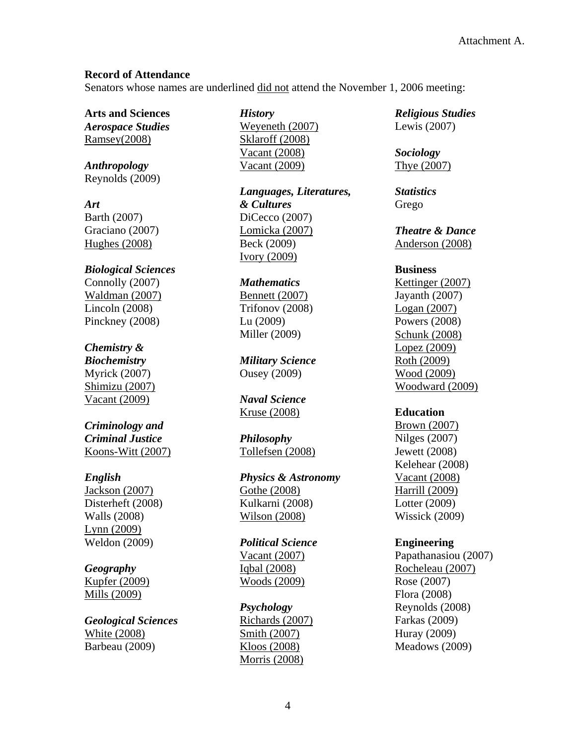Attachment A.

**Record of Attendance**

Senators whose names are underlined <u>did not</u> attend the November 1, 2006 meeting:

**Arts and Sciences**

***Aerospace Studies***
<u>Ramsey(2008)</u>

***Anthropology***
Reynolds (2009)

***Art***
Barth (2007)
Graciano (2007)
<u>Hughes (2008)</u>

***Biological Sciences***
Connolly (2007)
<u>Waldman (2007)</u>
Lincoln (2008)
Pinckney (2008)

***Chemistry & Biochemistry***
Myrick (2007)
<u>Shimizu (2007)</u>
<u>Vacant (2009)</u>

***Criminology and Criminal Justice***
<u>Koons-Witt (2007)</u>

***English***
<u>Jackson (2007)</u>
Disterheft (2008)
Walls (2008)
<u>Lynn (2009)</u>
Weldon (2009)

***Geography***
<u>Kupfer (2009)</u>
<u>Mills (2009)</u>

***Geological Sciences***
<u>White (2008)</u>
Barbeau (2009)

***History***
<u>Weyeneth (2007)</u>
<u>Sklaroff (2008)</u>
<u>Vacant (2008)</u>
<u>Vacant (2009)</u>

***Languages, Literatures, & Cultures***
DiCecco (2007)
<u>Lomicka (2007)</u>
Beck (2009)
<u>Ivory (2009)</u>

***Mathematics***
<u>Bennett (2007)</u>
Trifonov (2008)
Lu (2009)
Miller (2009)

***Military Science***
Ousey (2009)

***Naval Science***
<u>Kruse (2008)</u>

***Philosophy***
<u>Tollefsen (2008)</u>

***Physics & Astronomy***
<u>Gothe (2008)</u>
Kulkarni (2008)
<u>Wilson (2008)</u>

***Political Science***
<u>Vacant (2007)</u>
<u>Iqbal (2008)</u>
<u>Woods (2009)</u>

***Psychology***
<u>Richards (2007)</u>
<u>Smith (2007)</u>
<u>Kloos (2008)</u>
<u>Morris (2008)</u>

***Religious Studies***
Lewis (2007)

***Sociology***
<u>Thye (2007)</u>

***Statistics***
Grego

***Theatre & Dance***
<u>Anderson (2008)</u>

**Business**
<u>Kettinger (2007)</u>
Jayanth (2007)
<u>Logan (2007)</u>
Powers (2008)
<u>Schunk (2008)</u>
<u>Lopez (2009)</u>
<u>Roth (2009)</u>
<u>Wood (2009)</u>
<u>Woodward (2009)</u>

**Education**
<u>Brown (2007)</u>
Nilges (2007)
Jewett (2008)
Kelehear (2008)
<u>Vacant (2008)</u>
<u>Harrill (2009)</u>
Lotter (2009)
Wissick (2009)

**Engineering**
Papathanasiou (2007)
<u>Rocheleau (2007)</u>
Rose (2007)
Flora (2008)
Reynolds (2008)
Farkas (2009)
Huray (2009)
Meadows (2009)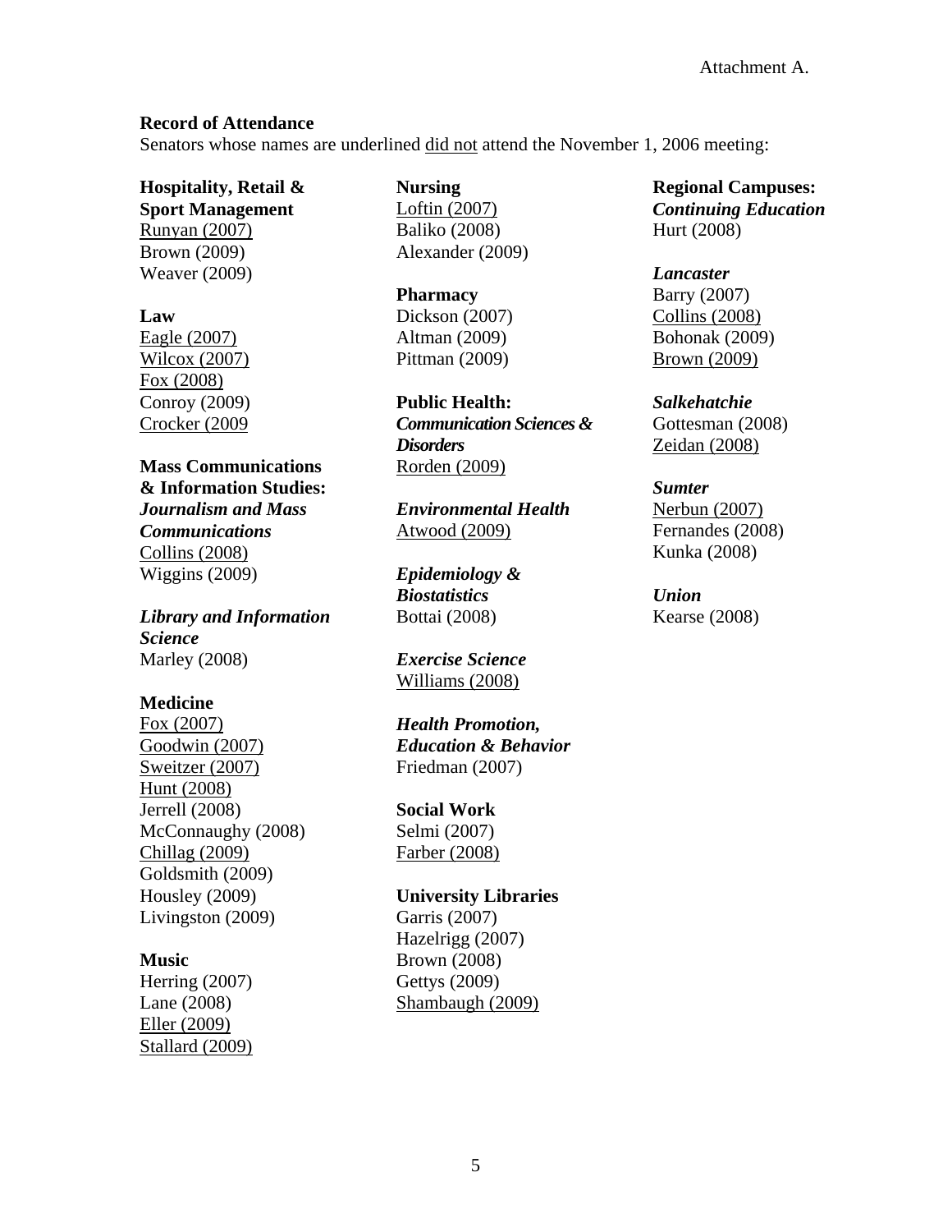Attachment A.

**Record of Attendance**

Senators whose names are underlined <u>did not</u> attend the November 1, 2006 meeting:

**Hospitality, Retail & Sport Management**

<u>Runyan (2007)</u>
Brown (2009)
Weaver (2009)

**Law**

<u>Eagle (2007)</u>
<u>Wilcox (2007)</u>
<u>Fox (2008)</u>
Conroy (2009)
<u>Crocker (2009</u>

**Mass Communications & Information Studies:**

***Journalism and Mass Communications***

<u>Collins (2008)</u>
Wiggins (2009)

***Library and Information Science***

Marley (2008)

**Medicine**

<u>Fox (2007)</u>
<u>Goodwin (2007)</u>
<u>Sweitzer (2007)</u>
<u>Hunt (2008)</u>
Jerrell (2008)
McConnaughy (2008)
<u>Chillag (2009)</u>
Goldsmith (2009)
Housley (2009)
Livingston (2009)

**Music**

Herring (2007)
Lane (2008)
<u>Eller (2009)</u>
<u>Stallard (2009)</u>

**Nursing**

<u>Loftin (2007)</u>
Baliko (2008)
Alexander (2009)

**Pharmacy**

Dickson (2007)
Altman (2009)
Pittman (2009)

**Public Health:**

***Communication Sciences & Disorders***

<u>Rorden (2009)</u>

***Environmental Health***

<u>Atwood (2009)</u>

***Epidemiology & Biostatistics***

Bottai (2008)

***Exercise Science***

<u>Williams (2008)</u>

***Health Promotion, Education & Behavior***

Friedman (2007)

**Social Work**

Selmi (2007)
<u>Farber (2008)</u>

**University Libraries**

Garris (2007)
Hazelrigg (2007)
Brown (2008)
Gettys (2009)
<u>Shambaugh (2009)</u>

**Regional Campuses:**

***Continuing Education***

Hurt (2008)

***Lancaster***

Barry (2007)
<u>Collins (2008)</u>
Bohonak (2009)
<u>Brown (2009)</u>

***Salkehatchie***

Gottesman (2008)
<u>Zeidan (2008)</u>

***Sumter***

<u>Nerbun (2007)</u>
Fernandes (2008)
Kunka (2008)

***Union***

Kearse (2008)